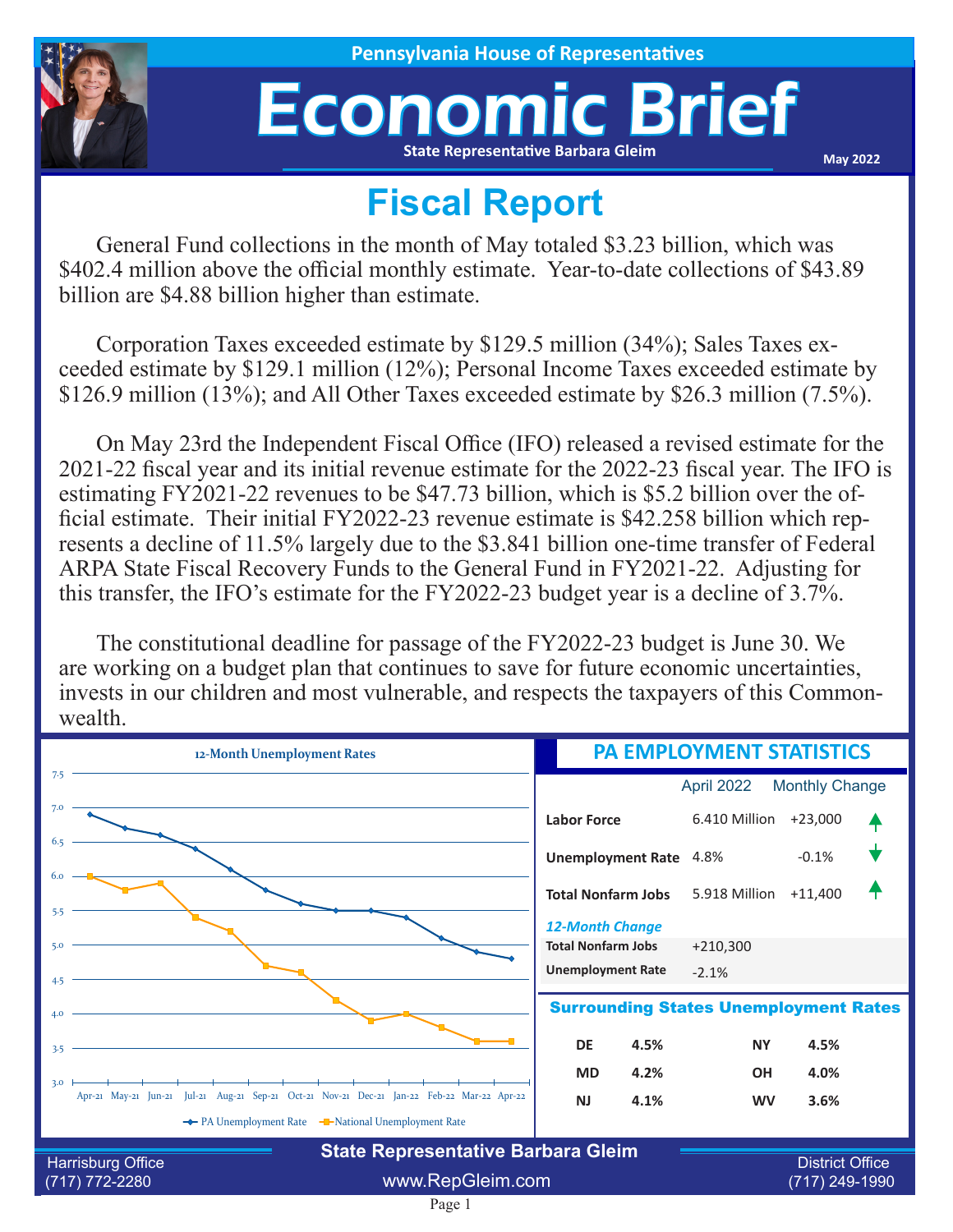Pennsylvania House of Representatives

# Economic Brief

State Representative Barbara Gleim

May 2022

## Fiscal Report

General Fund collections in the month of May totaled $3.23 billion, which was $402.4 million above the official monthly estimate. Year-to-date collections of $43.89 billion are $4.88 billion higher than estimate.

Corporation Taxes exceeded estimate by $129.5 million (34%); Sales Taxes exceeded estimate by $129.1 million (12%); Personal Income Taxes exceeded estimate by $126.9 million (13%); and All Other Taxes exceeded estimate by $26.3 million (7.5%).

On May 23rd the Independent Fiscal Office (IFO) released a revised estimate for the 2021-22 fiscal year and its initial revenue estimate for the 2022-23 fiscal year. The IFO is estimating FY2021-22 revenues to be $47.73 billion, which is $5.2 billion over the official estimate. Their initial FY2022-23 revenue estimate is $42.258 billion which represents a decline of 11.5% largely due to the $3.841 billion one-time transfer of Federal ARPA State Fiscal Recovery Funds to the General Fund in FY2021-22. Adjusting for this transfer, the IFO's estimate for the FY2022-23 budget year is a decline of 3.7%.

The constitutional deadline for passage of the FY2022-23 budget is June 30. We are working on a budget plan that continues to save for future economic uncertainties, invests in our children and most vulnerable, and respects the taxpayers of this Commonwealth.

### 12-Month Unemployment Rates

| Month | PA Unemployment Rate | National Unemployment Rate |
|---|---|---|
| Apr-21 | 6.9 | 6.0 |
| May-21 | 6.7 | 5.8 |
| Jun-21 | 6.6 | 5.9 |
| Jul-21 | 6.4 | 5.4 |
| Aug-21 | 6.1 | 5.2 |
| Sep-21 | 5.8 | 4.7 |
| Oct-21 | 5.6 | 4.6 |
| Nov-21 | 5.5 | 4.2 |
| Dec-21 | 5.5 | 3.9 |
| Jan-22 | 5.4 | 4.0 |
| Feb-22 | 5.1 | 3.8 |
| Mar-22 | 4.9 | 3.6 |
| Apr-22 | 4.8 | 3.6 |

### PA EMPLOYMENT STATISTICS

| | April 2022 | Monthly Change |
|---|---|---|
| Labor Force | 6.410 Million | +23,000 ↑ |
| Unemployment Rate | 4.8% | -0.1% ↓ |
| Total Nonfarm Jobs | 5.918 Million | +11,400 ↑ |

*12-Month Change*

| | |
|---|---|
| Total Nonfarm Jobs | +210,300 |
| Unemployment Rate | -2.1% |

### Surrounding States Unemployment Rates

| State | Rate | State | Rate |
|---|---|---|---|
| DE | 4.5% | NY | 4.5% |
| MD | 4.2% | OH | 4.0% |
| NJ | 4.1% | WV | 3.6% |

**State Representative Barbara Gleim**

Harrisburg Office (717) 772-2280 | www.RepGleim.com | District Office (717) 249-1990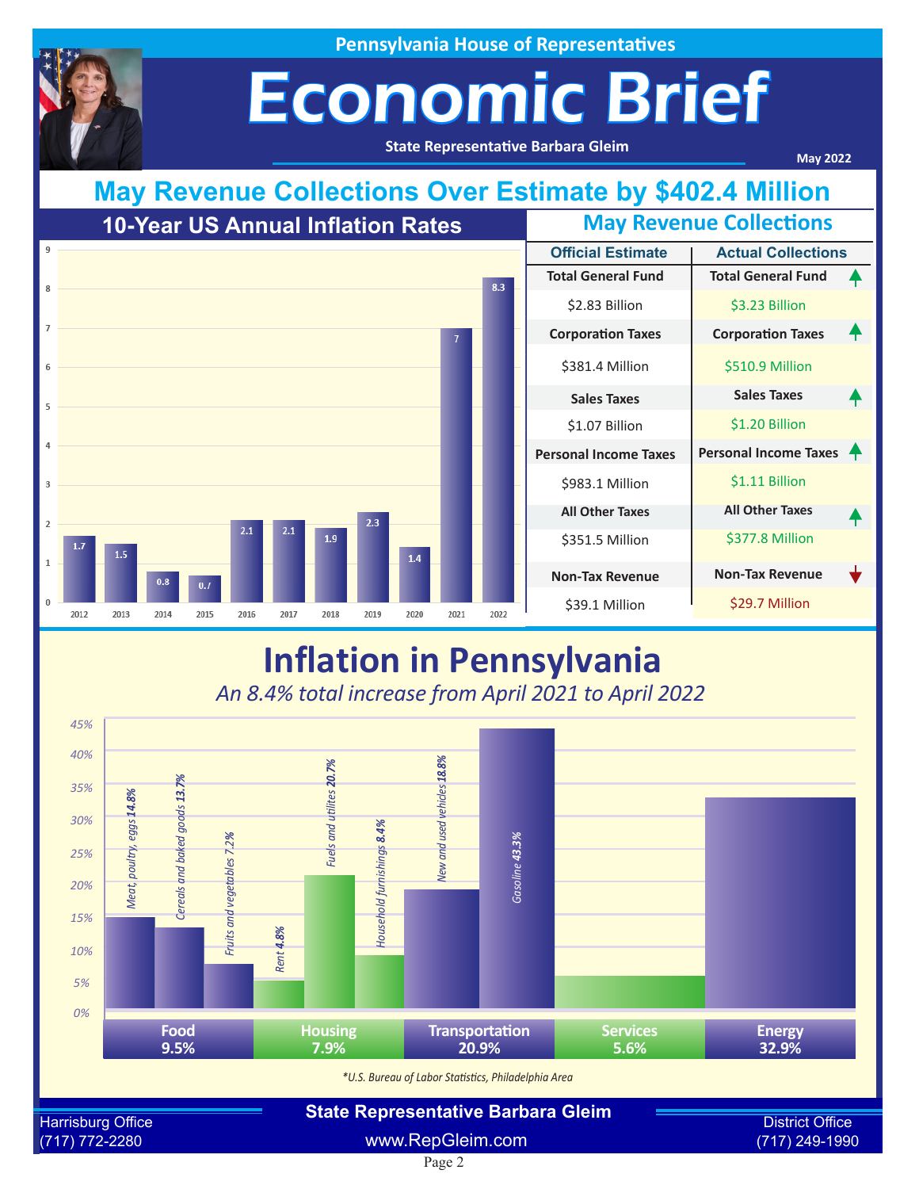Pennsylvania House of Representatives

# Economic Brief

State Representative Barbara Gleim

May 2022

## May Revenue Collections Over Estimate by $402.4 Million

### 10-Year US Annual Inflation Rates

9
8
7
6
5
4
3
2
1
0

1.7 1.5 0.8 0.7 2.1 2.1 1.9 2.3 1.4 7 8.3

2012 2013 2014 2015 2016 2017 2018 2019 2020 2021 2022

### May Revenue Collections

| Official Estimate | Actual Collections |
|---|---|
| **Total General Fund** | **Total General Fund** ▲ |
| $2.83 Billion | $3.23 Billion |
| **Corporation Taxes** | **Corporation Taxes** ▲ |
| $381.4 Million | $510.9 Million |
| **Sales Taxes** | **Sales Taxes** ▲ |
| $1.07 Billion | $1.20 Billion |
| **Personal Income Taxes** | **Personal Income Taxes** ▲ |
| $983.1 Million | $1.11 Billion |
| **All Other Taxes** | **All Other Taxes** ▲ |
| $351.5 Million | $377.8 Million |
| **Non-Tax Revenue** | **Non-Tax Revenue** ▼ |
| $39.1 Million | $29.7 Million |

## Inflation in Pennsylvania

*An 8.4% total increase from April 2021 to April 2022*

45%
40%
35%
30%
25%
20%
15%
10%
5%
0%

*Meat, poultry, eggs **14.8%***
*Cereals and baked goods **13.7%***
*Fruits and vegetables 7.2%*
*Rent **4.8%***
*Fuels and utilites **20.7%***
*Household furnishings **8.4%***
*New and used vehicles **18.8%***
*Gasoline **43.3%***

**Food** 9.5%
**Housing** 7.9%
**Transportation** 20.9%
**Services** 5.6%
**Energy** 32.9%

*\*U.S. Bureau of Labor Statistics, Philadelphia Area*

**State Representative Barbara Gleim**

Harrisburg Office
(717) 772-2280

www.RepGleim.com

District Office
(717) 249-1990